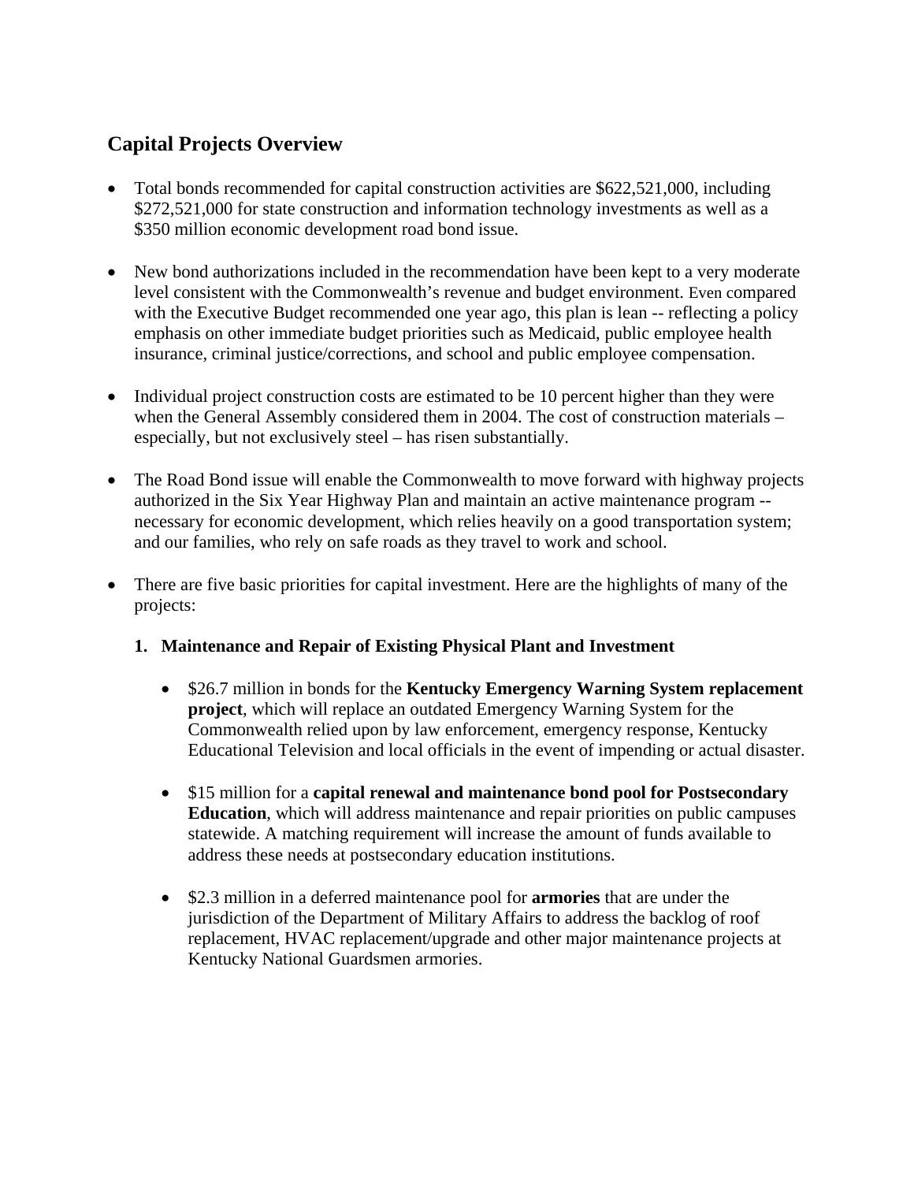## Capital Projects Overview

- Total bonds recommended for capital construction activities are $622,521,000, including $272,521,000 for state construction and information technology investments as well as a $350 million economic development road bond issue.

- New bond authorizations included in the recommendation have been kept to a very moderate level consistent with the Commonwealth's revenue and budget environment. Even compared with the Executive Budget recommended one year ago, this plan is lean -- reflecting a policy emphasis on other immediate budget priorities such as Medicaid, public employee health insurance, criminal justice/corrections, and school and public employee compensation.

- Individual project construction costs are estimated to be 10 percent higher than they were when the General Assembly considered them in 2004. The cost of construction materials – especially, but not exclusively steel – has risen substantially.

- The Road Bond issue will enable the Commonwealth to move forward with highway projects authorized in the Six Year Highway Plan and maintain an active maintenance program -- necessary for economic development, which relies heavily on a good transportation system; and our families, who rely on safe roads as they travel to work and school.

- There are five basic priorities for capital investment. Here are the highlights of many of the projects:

  1. **Maintenance and Repair of Existing Physical Plant and Investment**

     - $26.7 million in bonds for the **Kentucky Emergency Warning System replacement project**, which will replace an outdated Emergency Warning System for the Commonwealth relied upon by law enforcement, emergency response, Kentucky Educational Television and local officials in the event of impending or actual disaster.

     - $15 million for a **capital renewal and maintenance bond pool for Postsecondary Education**, which will address maintenance and repair priorities on public campuses statewide. A matching requirement will increase the amount of funds available to address these needs at postsecondary education institutions.

     - $2.3 million in a deferred maintenance pool for **armories** that are under the jurisdiction of the Department of Military Affairs to address the backlog of roof replacement, HVAC replacement/upgrade and other major maintenance projects at Kentucky National Guardsmen armories.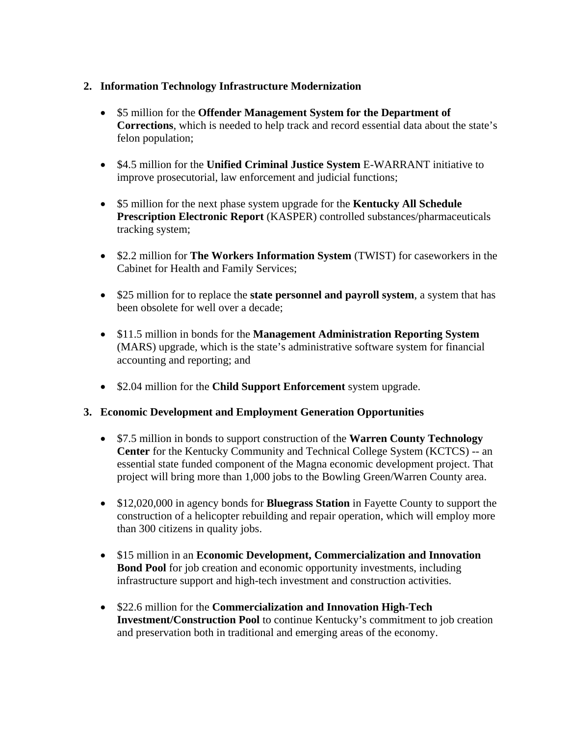2. **Information Technology Infrastructure Modernization**

   - $5 million for the **Offender Management System for the Department of Corrections**, which is needed to help track and record essential data about the state's felon population;

   - $4.5 million for the **Unified Criminal Justice System** E-WARRANT initiative to improve prosecutorial, law enforcement and judicial functions;

   - $5 million for the next phase system upgrade for the **Kentucky All Schedule Prescription Electronic Report** (KASPER) controlled substances/pharmaceuticals tracking system;

   - $2.2 million for **The Workers Information System** (TWIST) for caseworkers in the Cabinet for Health and Family Services;

   - $25 million for to replace the **state personnel and payroll system**, a system that has been obsolete for well over a decade;

   - $11.5 million in bonds for the **Management Administration Reporting System** (MARS) upgrade, which is the state's administrative software system for financial accounting and reporting; and

   - $2.04 million for the **Child Support Enforcement** system upgrade.

3. **Economic Development and Employment Generation Opportunities**

   - $7.5 million in bonds to support construction of the **Warren County Technology Center** for the Kentucky Community and Technical College System (KCTCS) -- an essential state funded component of the Magna economic development project. That project will bring more than 1,000 jobs to the Bowling Green/Warren County area.

   - $12,020,000 in agency bonds for **Bluegrass Station** in Fayette County to support the construction of a helicopter rebuilding and repair operation, which will employ more than 300 citizens in quality jobs.

   - $15 million in an **Economic Development, Commercialization and Innovation Bond Pool** for job creation and economic opportunity investments, including infrastructure support and high-tech investment and construction activities.

   - $22.6 million for the **Commercialization and Innovation High-Tech Investment/Construction Pool** to continue Kentucky's commitment to job creation and preservation both in traditional and emerging areas of the economy.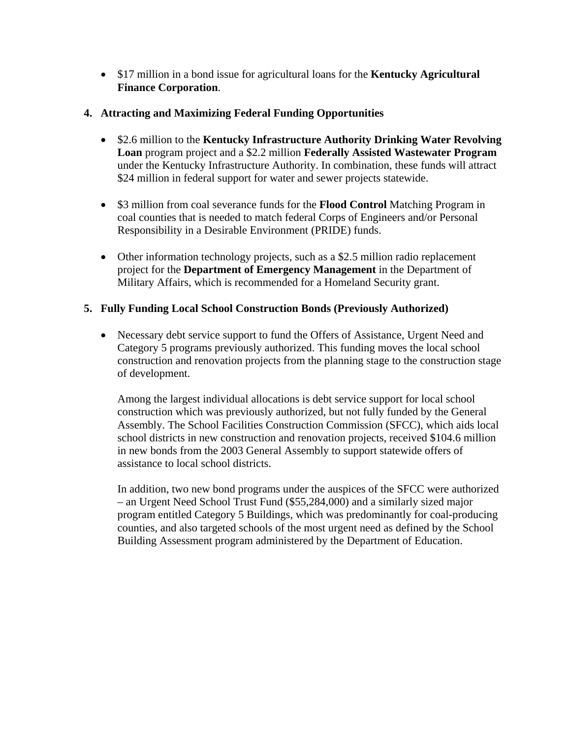- $17 million in a bond issue for agricultural loans for the **Kentucky Agricultural Finance Corporation**.

4. **Attracting and Maximizing Federal Funding Opportunities**

- $2.6 million to the **Kentucky Infrastructure Authority Drinking Water Revolving Loan** program project and a $2.2 million **Federally Assisted Wastewater Program** under the Kentucky Infrastructure Authority. In combination, these funds will attract $24 million in federal support for water and sewer projects statewide.

- $3 million from coal severance funds for the **Flood Control** Matching Program in coal counties that is needed to match federal Corps of Engineers and/or Personal Responsibility in a Desirable Environment (PRIDE) funds.

- Other information technology projects, such as a $2.5 million radio replacement project for the **Department of Emergency Management** in the Department of Military Affairs, which is recommended for a Homeland Security grant.

5. **Fully Funding Local School Construction Bonds (Previously Authorized)**

- Necessary debt service support to fund the Offers of Assistance, Urgent Need and Category 5 programs previously authorized. This funding moves the local school construction and renovation projects from the planning stage to the construction stage of development.

  Among the largest individual allocations is debt service support for local school construction which was previously authorized, but not fully funded by the General Assembly. The School Facilities Construction Commission (SFCC), which aids local school districts in new construction and renovation projects, received $104.6 million in new bonds from the 2003 General Assembly to support statewide offers of assistance to local school districts.

  In addition, two new bond programs under the auspices of the SFCC were authorized – an Urgent Need School Trust Fund ($55,284,000) and a similarly sized major program entitled Category 5 Buildings, which was predominantly for coal-producing counties, and also targeted schools of the most urgent need as defined by the School Building Assessment program administered by the Department of Education.